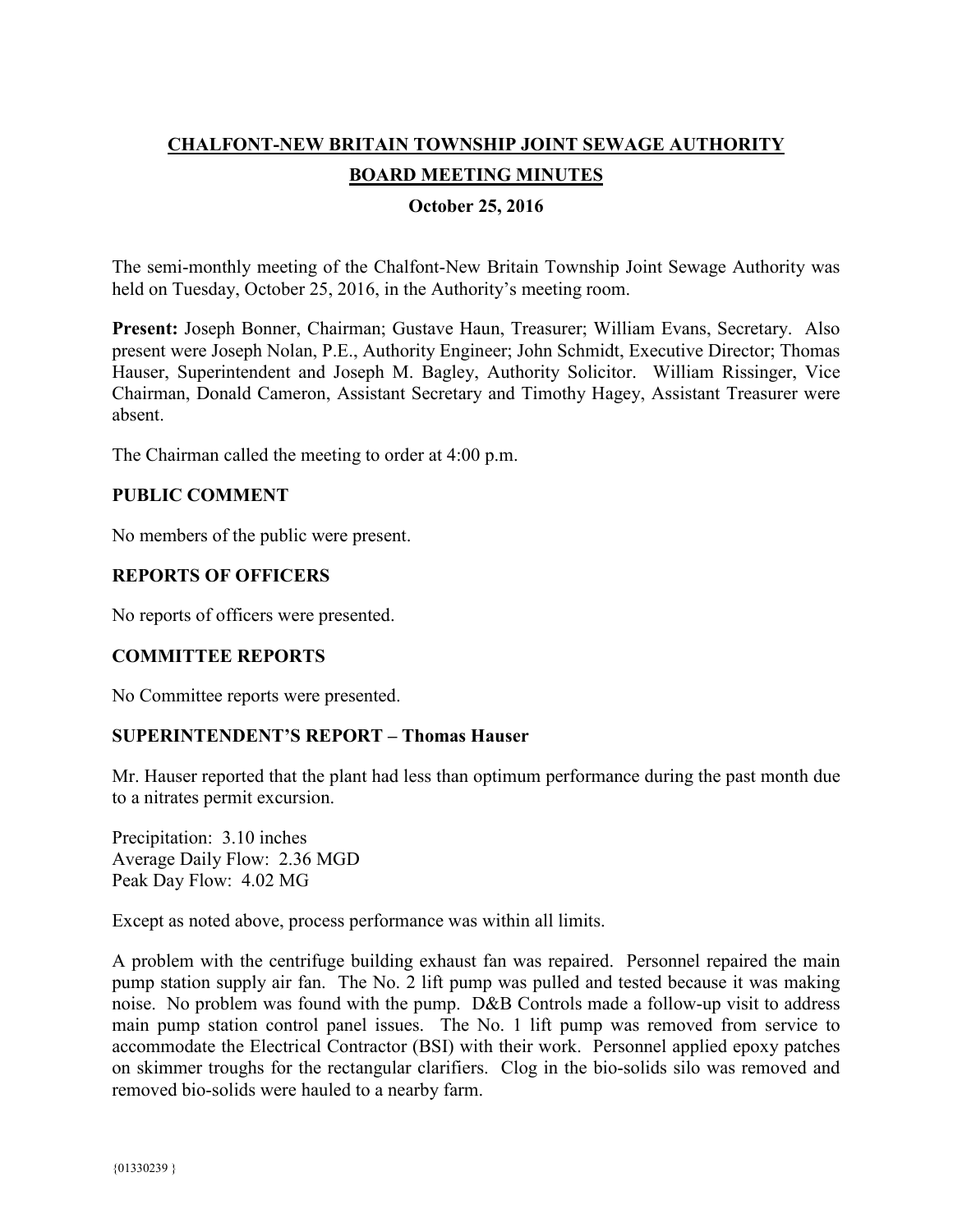# CHALFONT-NEW BRITAIN TOWNSHIP JOINT SEWAGE AUTHORITY

# BOARD MEETING MINUTES

**October 25, 2016**

The semi-monthly meeting of the Chalfont-New Britain Township Joint Sewage Authority was held on Tuesday, October 25, 2016, in the Authority's meeting room.

**Present:** Joseph Bonner, Chairman; Gustave Haun, Treasurer; William Evans, Secretary. Also present were Joseph Nolan, P.E., Authority Engineer; John Schmidt, Executive Director; Thomas Hauser, Superintendent and Joseph M. Bagley, Authority Solicitor. William Rissinger, Vice Chairman, Donald Cameron, Assistant Secretary and Timothy Hagey, Assistant Treasurer were absent.

The Chairman called the meeting to order at 4:00 p.m.

## PUBLIC COMMENT

No members of the public were present.

## REPORTS OF OFFICERS

No reports of officers were presented.

## COMMITTEE REPORTS

No Committee reports were presented.

## SUPERINTENDENT'S REPORT – Thomas Hauser

Mr. Hauser reported that the plant had less than optimum performance during the past month due to a nitrates permit excursion.

Precipitation: 3.10 inches
Average Daily Flow: 2.36 MGD
Peak Day Flow: 4.02 MG

Except as noted above, process performance was within all limits.

A problem with the centrifuge building exhaust fan was repaired. Personnel repaired the main pump station supply air fan. The No. 2 lift pump was pulled and tested because it was making noise. No problem was found with the pump. D&B Controls made a follow-up visit to address main pump station control panel issues. The No. 1 lift pump was removed from service to accommodate the Electrical Contractor (BSI) with their work. Personnel applied epoxy patches on skimmer troughs for the rectangular clarifiers. Clog in the bio-solids silo was removed and removed bio-solids were hauled to a nearby farm.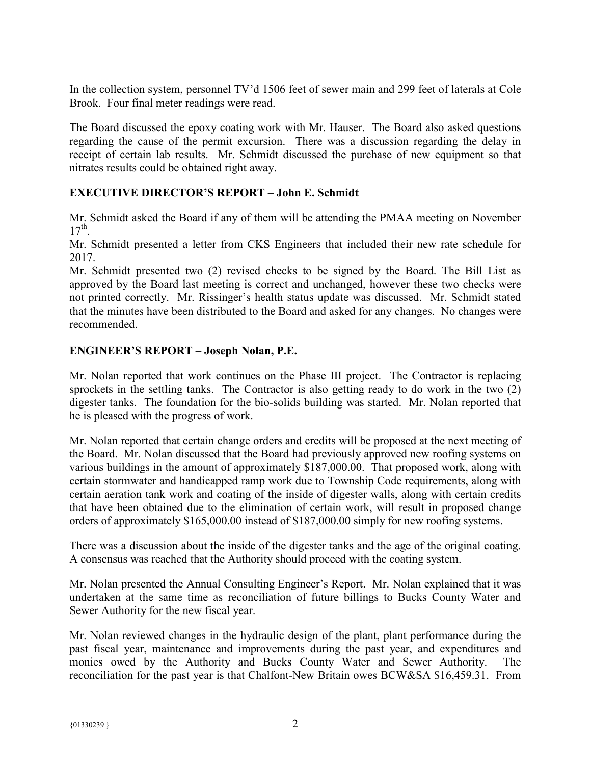In the collection system, personnel TV'd 1506 feet of sewer main and 299 feet of laterals at Cole Brook. Four final meter readings were read.

The Board discussed the epoxy coating work with Mr. Hauser. The Board also asked questions regarding the cause of the permit excursion. There was a discussion regarding the delay in receipt of certain lab results. Mr. Schmidt discussed the purchase of new equipment so that nitrates results could be obtained right away.

## EXECUTIVE DIRECTOR'S REPORT – John E. Schmidt

Mr. Schmidt asked the Board if any of them will be attending the PMAA meeting on November 17th.
Mr. Schmidt presented a letter from CKS Engineers that included their new rate schedule for 2017.
Mr. Schmidt presented two (2) revised checks to be signed by the Board. The Bill List as approved by the Board last meeting is correct and unchanged, however these two checks were not printed correctly. Mr. Rissinger's health status update was discussed. Mr. Schmidt stated that the minutes have been distributed to the Board and asked for any changes. No changes were recommended.

## ENGINEER'S REPORT – Joseph Nolan, P.E.

Mr. Nolan reported that work continues on the Phase III project. The Contractor is replacing sprockets in the settling tanks. The Contractor is also getting ready to do work in the two (2) digester tanks. The foundation for the bio-solids building was started. Mr. Nolan reported that he is pleased with the progress of work.

Mr. Nolan reported that certain change orders and credits will be proposed at the next meeting of the Board. Mr. Nolan discussed that the Board had previously approved new roofing systems on various buildings in the amount of approximately $187,000.00. That proposed work, along with certain stormwater and handicapped ramp work due to Township Code requirements, along with certain aeration tank work and coating of the inside of digester walls, along with certain credits that have been obtained due to the elimination of certain work, will result in proposed change orders of approximately $165,000.00 instead of $187,000.00 simply for new roofing systems.

There was a discussion about the inside of the digester tanks and the age of the original coating. A consensus was reached that the Authority should proceed with the coating system.

Mr. Nolan presented the Annual Consulting Engineer's Report. Mr. Nolan explained that it was undertaken at the same time as reconciliation of future billings to Bucks County Water and Sewer Authority for the new fiscal year.

Mr. Nolan reviewed changes in the hydraulic design of the plant, plant performance during the past fiscal year, maintenance and improvements during the past year, and expenditures and monies owed by the Authority and Bucks County Water and Sewer Authority. The reconciliation for the past year is that Chalfont-New Britain owes BCW&SA $16,459.31. From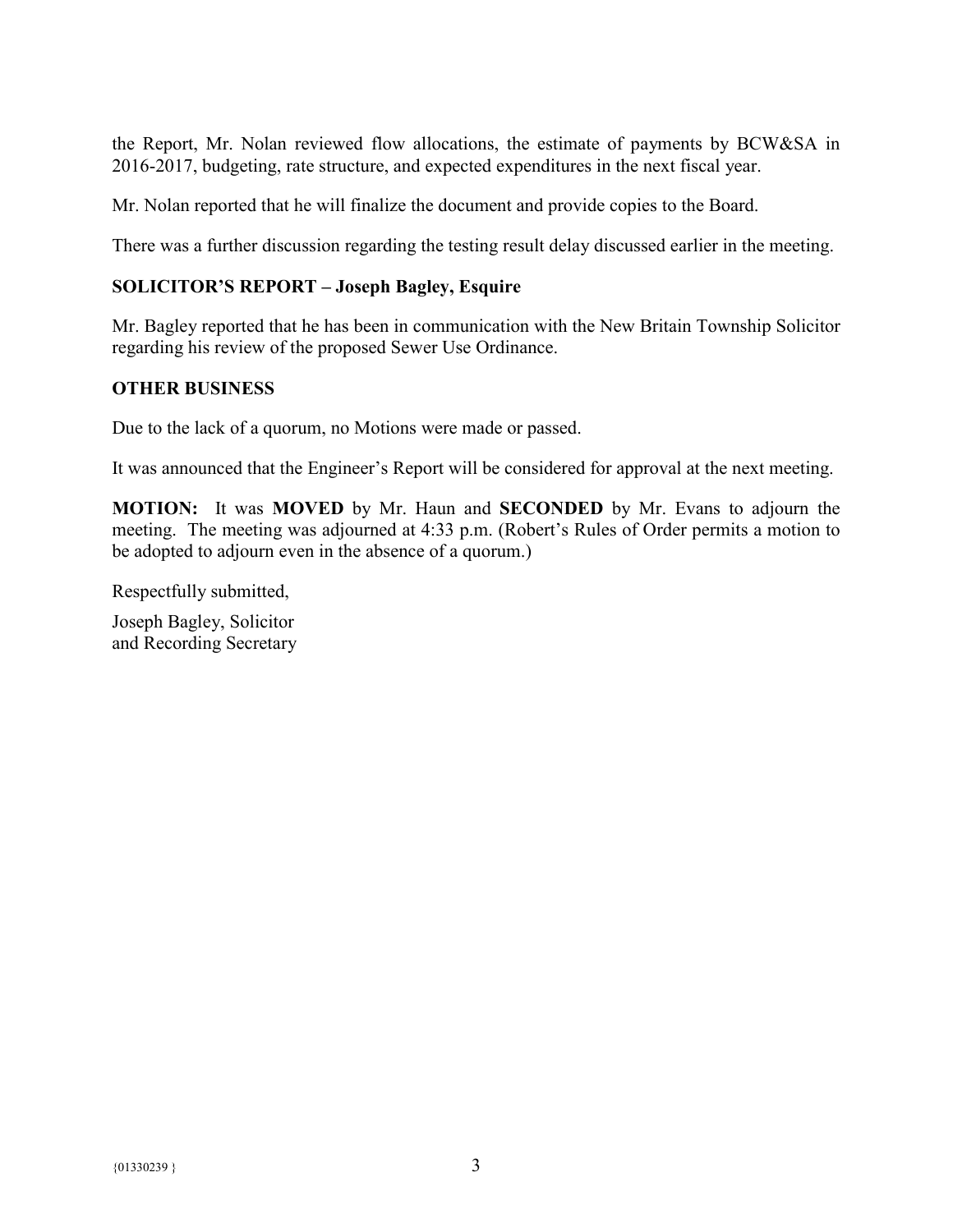the Report, Mr. Nolan reviewed flow allocations, the estimate of payments by BCW&SA in 2016-2017, budgeting, rate structure, and expected expenditures in the next fiscal year.

Mr. Nolan reported that he will finalize the document and provide copies to the Board.

There was a further discussion regarding the testing result delay discussed earlier in the meeting.

**SOLICITOR'S REPORT – Joseph Bagley, Esquire**

Mr. Bagley reported that he has been in communication with the New Britain Township Solicitor regarding his review of the proposed Sewer Use Ordinance.

**OTHER BUSINESS**

Due to the lack of a quorum, no Motions were made or passed.

It was announced that the Engineer's Report will be considered for approval at the next meeting.

**MOTION:** It was **MOVED** by Mr. Haun and **SECONDED** by Mr. Evans to adjourn the meeting. The meeting was adjourned at 4:33 p.m. (Robert's Rules of Order permits a motion to be adopted to adjourn even in the absence of a quorum.)

Respectfully submitted,

Joseph Bagley, Solicitor
and Recording Secretary

{01330239 }